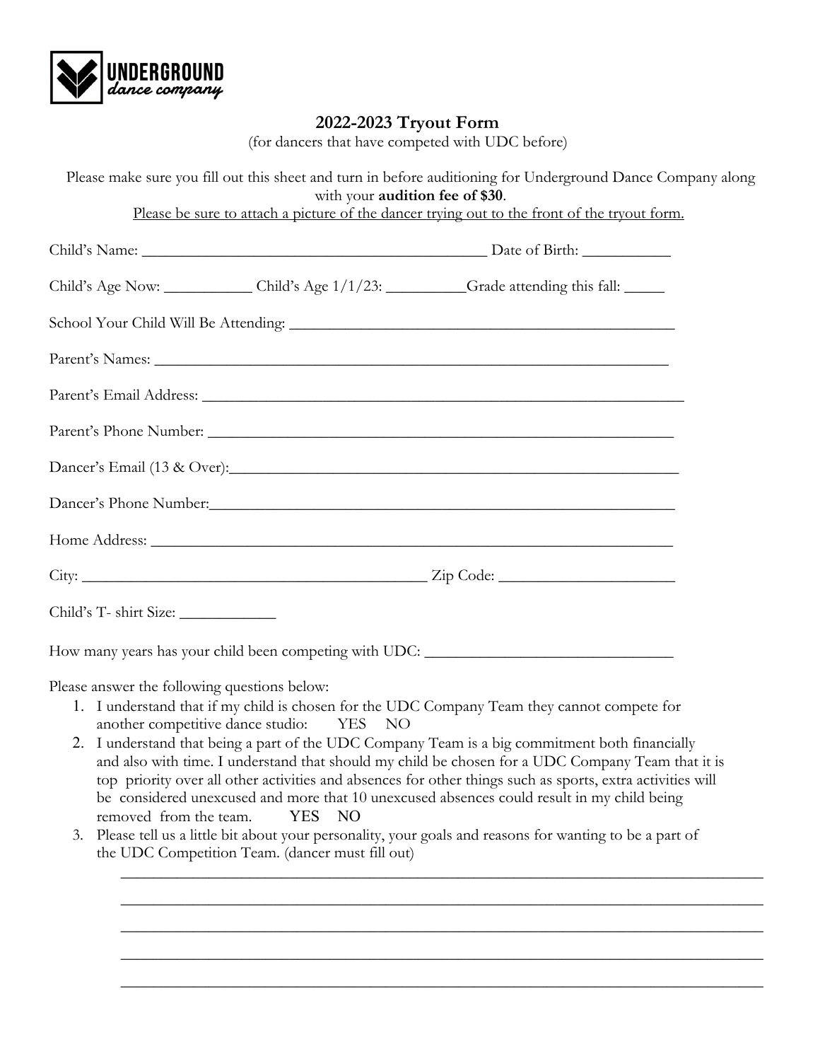UNDERGROUND
dance company

# 2022-2023 Tryout Form

(for dancers that have competed with UDC before)

Please make sure you fill out this sheet and turn in before auditioning for Underground Dance Company along with your **audition fee of $30**.

Please be sure to attach a picture of the dancer trying out to the front of the tryout form.

Child's Name: ____________________________________________ Date of Birth: ___________

Child's Age Now: ___________ Child's Age 1/1/23: __________Grade attending this fall: _____

School Your Child Will Be Attending: __________________________________________________

Parent's Names: __________________________________________________________________

Parent's Email Address: ____________________________________________________________

Parent's Phone Number: ____________________________________________________________

Dancer's Email (13 & Over):__________________________________________________________

Dancer's Phone Number:____________________________________________________________

Home Address: ___________________________________________________________________

City: ____________________________________________ Zip Code: ______________________

Child's T- shirt Size: ____________

How many years has your child been competing with UDC: _______________________________

Please answer the following questions below:

1. I understand that if my child is chosen for the UDC Company Team they cannot compete for another competitive dance studio: YES NO
2. I understand that being a part of the UDC Company Team is a big commitment both financially and also with time. I understand that should my child be chosen for a UDC Company Team that it is top priority over all other activities and absences for other things such as sports, extra activities will be considered unexcused and more that 10 unexcused absences could result in my child being removed from the team. YES NO
3. Please tell us a little bit about your personality, your goals and reasons for wanting to be a part of the UDC Competition Team. (dancer must fill out)

_____________________________________________________________________________________

_____________________________________________________________________________________

_____________________________________________________________________________________

_____________________________________________________________________________________

_____________________________________________________________________________________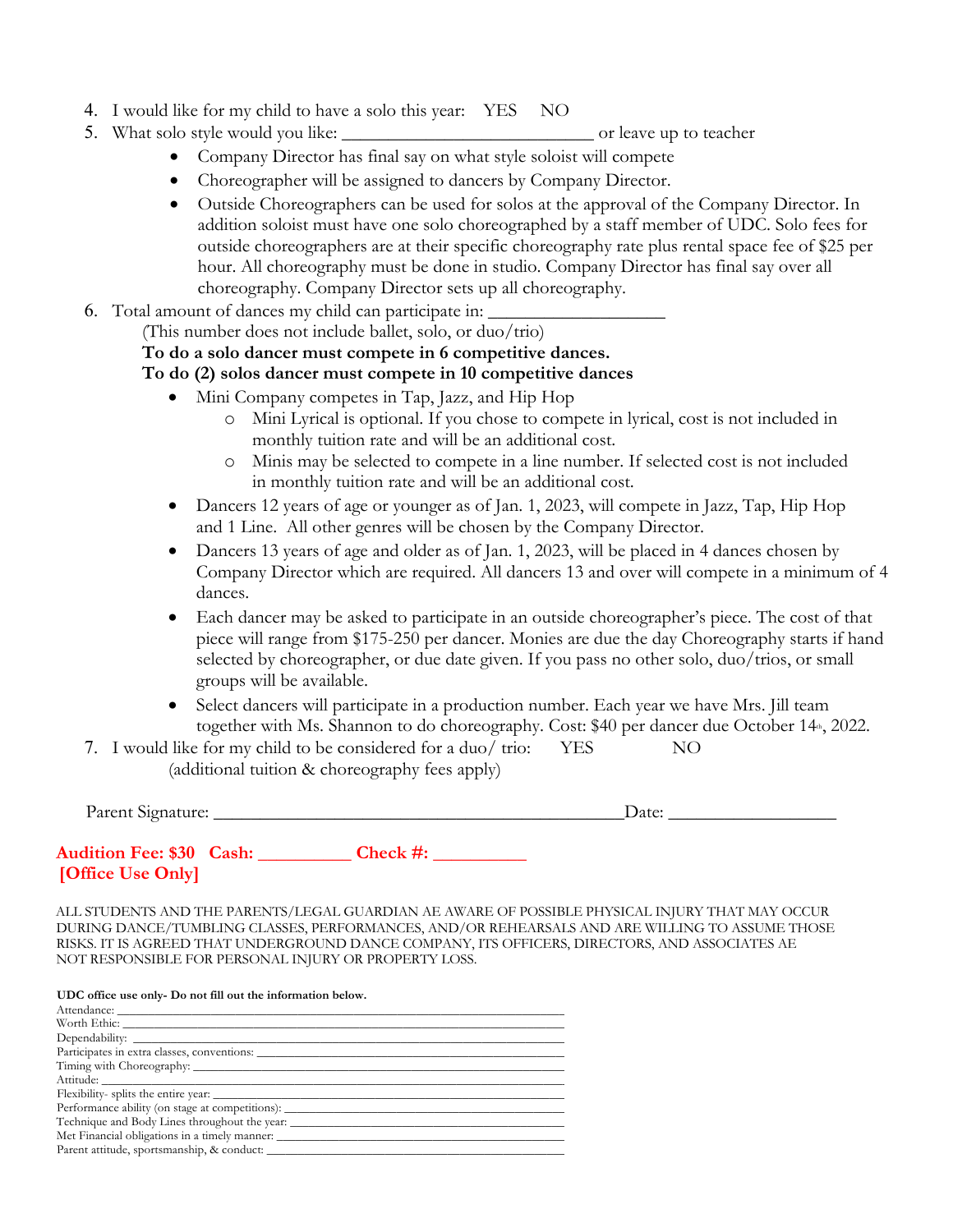4. I would like for my child to have a solo this year: YES NO
5. What solo style would you like: ___________________________ or leave up to teacher
   - Company Director has final say on what style soloist will compete
   - Choreographer will be assigned to dancers by Company Director.
   - Outside Choreographers can be used for solos at the approval of the Company Director. In addition soloist must have one solo choreographed by a staff member of UDC. Solo fees for outside choreographers are at their specific choreography rate plus rental space fee of $25 per hour. All choreography must be done in studio. Company Director has final say over all choreography. Company Director sets up all choreography.
6. Total amount of dances my child can participate in: ___________________

   (This number does not include ballet, solo, or duo/trio)

   **To do a solo dancer must compete in 6 competitive dances.**

   **To do (2) solos dancer must compete in 10 competitive dances**

   - Mini Company competes in Tap, Jazz, and Hip Hop
     - Mini Lyrical is optional. If you chose to compete in lyrical, cost is not included in monthly tuition rate and will be an additional cost.
     - Minis may be selected to compete in a line number. If selected cost is not included in monthly tuition rate and will be an additional cost.
   - Dancers 12 years of age or younger as of Jan. 1, 2023, will compete in Jazz, Tap, Hip Hop and 1 Line. All other genres will be chosen by the Company Director.
   - Dancers 13 years of age and older as of Jan. 1, 2023, will be placed in 4 dances chosen by Company Director which are required. All dancers 13 and over will compete in a minimum of 4 dances.
   - Each dancer may be asked to participate in an outside choreographer's piece. The cost of that piece will range from $175-250 per dancer. Monies are due the day Choreography starts if hand selected by choreographer, or due date given. If you pass no other solo, duo/trios, or small groups will be available.
   - Select dancers will participate in a production number. Each year we have Mrs. Jill team together with Ms. Shannon to do choreography. Cost: $40 per dancer due October 14th, 2022.
7. I would like for my child to be considered for a duo/ trio: YES NO

   (additional tuition & choreography fees apply)

Parent Signature: _____________________________________________Date: __________________

**Audition Fee: $30 Cash: __________ Check #: __________**
**[Office Use Only]**

ALL STUDENTS AND THE PARENTS/LEGAL GUARDIAN AE AWARE OF POSSIBLE PHYSICAL INJURY THAT MAY OCCUR DURING DANCE/TUMBLING CLASSES, PERFORMANCES, AND/OR REHEARSALS AND ARE WILLING TO ASSUME THOSE RISKS. IT IS AGREED THAT UNDERGROUND DANCE COMPANY, ITS OFFICERS, DIRECTORS, AND ASSOCIATES AE NOT RESPONSIBLE FOR PERSONAL INJURY OR PROPERTY LOSS.

**UDC office use only- Do not fill out the information below.**

Attendance: ___________________________________________

Worth Ethic: ___________________________________________

Dependability: ___________________________________________

Participates in extra classes, conventions: ___________________________________________

Timing with Choreography: ___________________________________________

Attitude: ___________________________________________

Flexibility- splits the entire year: ___________________________________________

Performance ability (on stage at competitions): ___________________________________________

Technique and Body Lines throughout the year: ___________________________________________

Met Financial obligations in a timely manner: ___________________________________________

Parent attitude, sportsmanship, & conduct: ___________________________________________